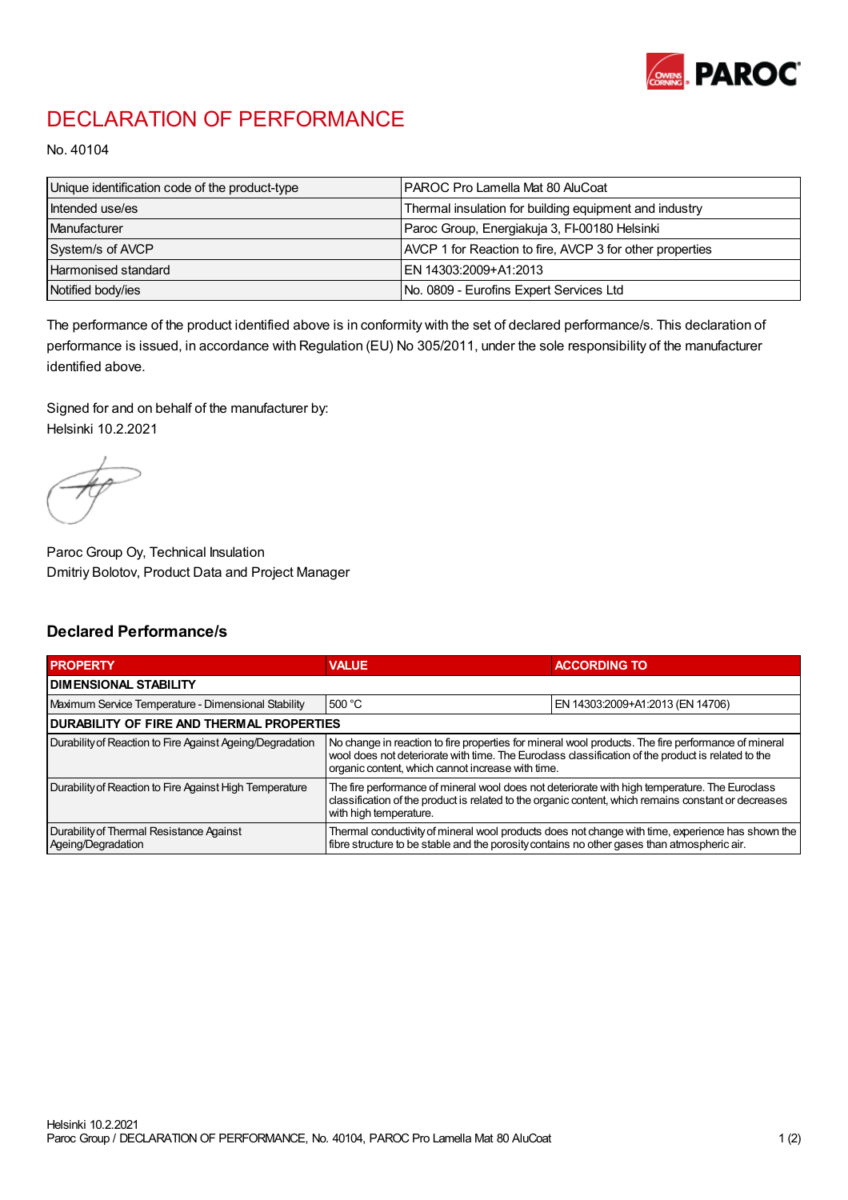# DECLARATION OF PERFORMANCE

No. 40104

| | |
|---|---|
| Unique identification code of the product-type | PAROC Pro Lamella Mat 80 AluCoat |
| Intended use/es | Thermal insulation for building equipment and industry |
| Manufacturer | Paroc Group, Energiakuja 3, FI-00180 Helsinki |
| System/s of AVCP | AVCP 1 for Reaction to fire, AVCP 3 for other properties |
| Harmonised standard | EN 14303:2009+A1:2013 |
| Notified body/ies | No. 0809 - Eurofins Expert Services Ltd |

The performance of the product identified above is in conformity with the set of declared performance/s. This declaration of performance is issued, in accordance with Regulation (EU) No 305/2011, under the sole responsibility of the manufacturer identified above.

Signed for and on behalf of the manufacturer by:
Helsinki 10.2.2021

Paroc Group Oy, Technical Insulation
Dmitriy Bolotov, Product Data and Project Manager

## Declared Performance/s

| PROPERTY | VALUE | ACCORDING TO |
|---|---|---|
| **DIMENSIONAL STABILITY** | | |
| Maximum Service Temperature - Dimensional Stability | 500 °C | EN 14303:2009+A1:2013 (EN 14706) |
| **DURABILITY OF FIRE AND THERMAL PROPERTIES** | | |
| Durability of Reaction to Fire Against Ageing/Degradation | No change in reaction to fire properties for mineral wool products. The fire performance of mineral wool does not deteriorate with time. The Euroclass classification of the product is related to the organic content, which cannot increase with time. | |
| Durability of Reaction to Fire Against High Temperature | The fire performance of mineral wool does not deteriorate with high temperature. The Euroclass classification of the product is related to the organic content, which remains constant or decreases with high temperature. | |
| Durability of Thermal Resistance Against Ageing/Degradation | Thermal conductivity of mineral wool products does not change with time, experience has shown the fibre structure to be stable and the porosity contains no other gases than atmospheric air. | |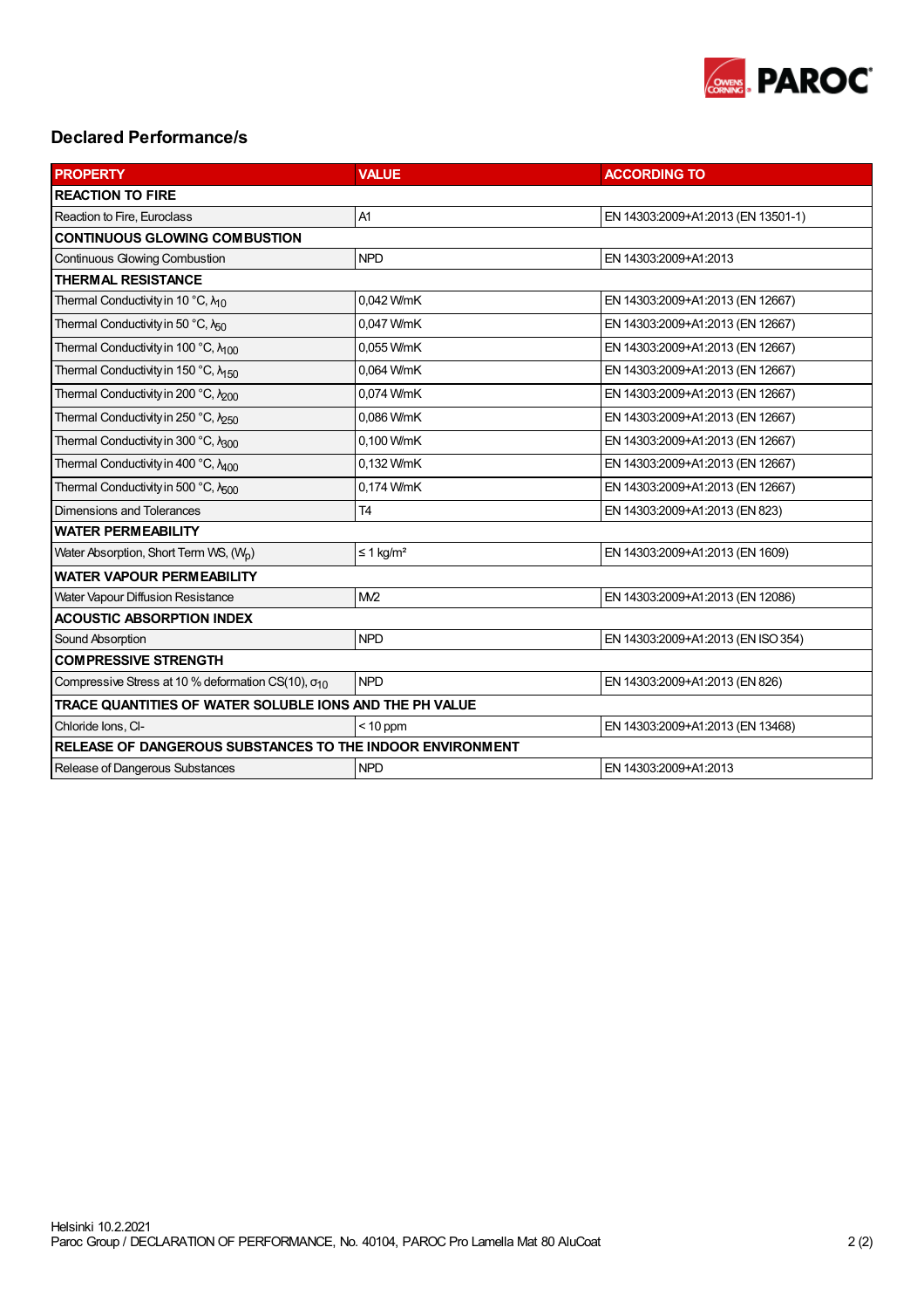## Declared Performance/s

| PROPERTY | VALUE | ACCORDING TO |
|---|---|---|
| **REACTION TO FIRE** | | |
| Reaction to Fire, Euroclass | A1 | EN 14303:2009+A1:2013 (EN 13501-1) |
| **CONTINUOUS GLOWING COMBUSTION** | | |
| Continuous Glowing Combustion | NPD | EN 14303:2009+A1:2013 |
| **THERMAL RESISTANCE** | | |
| Thermal Conductivity in 10 °C, $\lambda_{10}$ | 0,042 W/mK | EN 14303:2009+A1:2013 (EN 12667) |
| Thermal Conductivity in 50 °C, $\lambda_{50}$ | 0,047 W/mK | EN 14303:2009+A1:2013 (EN 12667) |
| Thermal Conductivity in 100 °C, $\lambda_{100}$ | 0,055 W/mK | EN 14303:2009+A1:2013 (EN 12667) |
| Thermal Conductivity in 150 °C, $\lambda_{150}$ | 0,064 W/mK | EN 14303:2009+A1:2013 (EN 12667) |
| Thermal Conductivity in 200 °C, $\lambda_{200}$ | 0,074 W/mK | EN 14303:2009+A1:2013 (EN 12667) |
| Thermal Conductivity in 250 °C, $\lambda_{250}$ | 0,086 W/mK | EN 14303:2009+A1:2013 (EN 12667) |
| Thermal Conductivity in 300 °C, $\lambda_{300}$ | 0,100 W/mK | EN 14303:2009+A1:2013 (EN 12667) |
| Thermal Conductivity in 400 °C, $\lambda_{400}$ | 0,132 W/mK | EN 14303:2009+A1:2013 (EN 12667) |
| Thermal Conductivity in 500 °C, $\lambda_{500}$ | 0,174 W/mK | EN 14303:2009+A1:2013 (EN 12667) |
| Dimensions and Tolerances | T4 | EN 14303:2009+A1:2013 (EN 823) |
| **WATER PERMEABILITY** | | |
| Water Absorption, Short Term WS, ($W_p$) | ≤ 1 kg/m² | EN 14303:2009+A1:2013 (EN 1609) |
| **WATER VAPOUR PERMEABILITY** | | |
| Water Vapour Diffusion Resistance | MV2 | EN 14303:2009+A1:2013 (EN 12086) |
| **ACOUSTIC ABSORPTION INDEX** | | |
| Sound Absorption | NPD | EN 14303:2009+A1:2013 (EN ISO 354) |
| **COMPRESSIVE STRENGTH** | | |
| Compressive Stress at 10 % deformation CS(10), $\sigma_{10}$ | NPD | EN 14303:2009+A1:2013 (EN 826) |
| **TRACE QUANTITIES OF WATER SOLUBLE IONS AND THE PH VALUE** | | |
| Chloride Ions, Cl- | < 10 ppm | EN 14303:2009+A1:2013 (EN 13468) |
| **RELEASE OF DANGEROUS SUBSTANCES TO THE INDOOR ENVIRONMENT** | | |
| Release of Dangerous Substances | NPD | EN 14303:2009+A1:2013 |

Helsinki 10.2.2021

Paroc Group / DECLARATION OF PERFORMANCE, No. 40104, PAROC Pro Lamella Mat 80 AluCoat